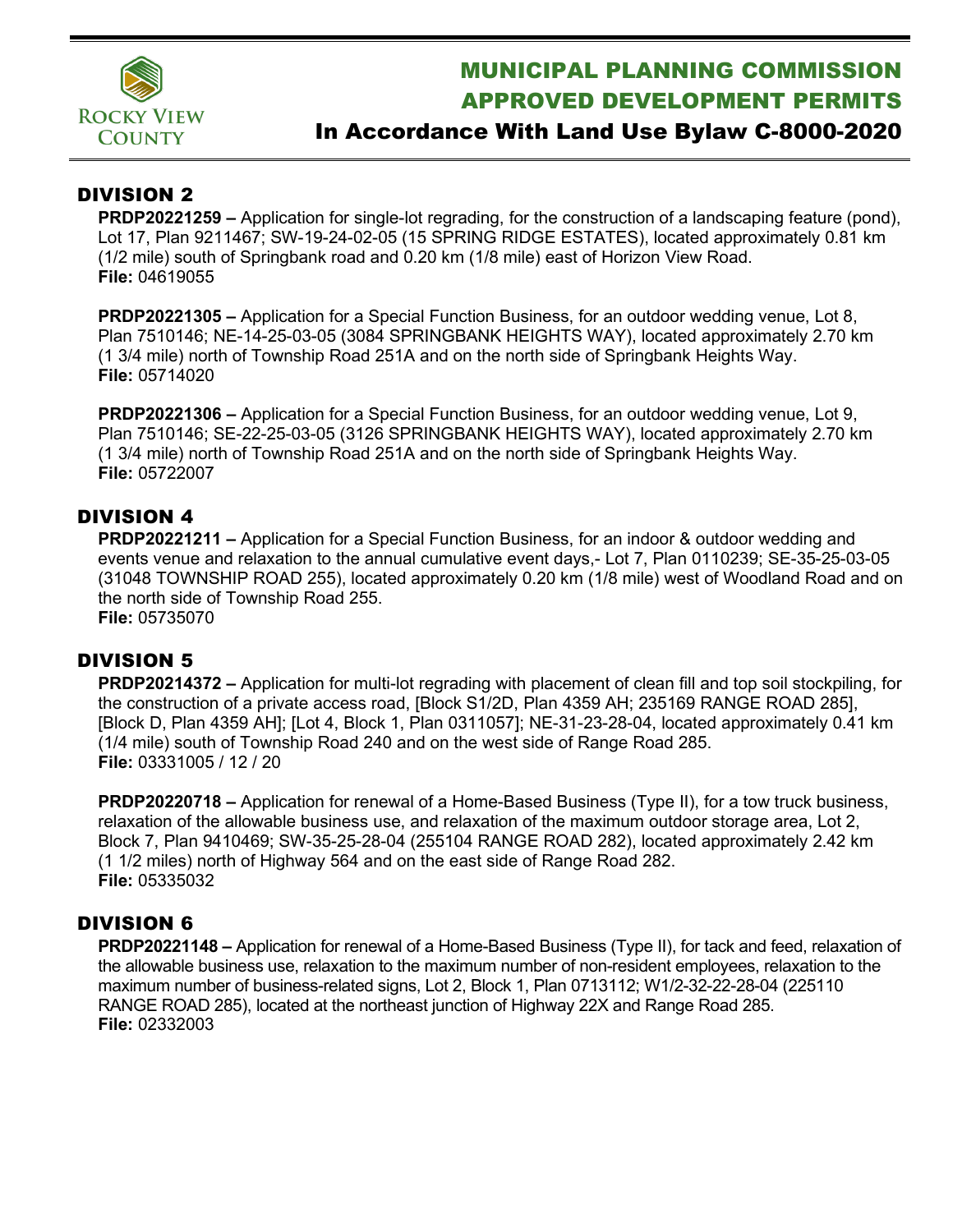# MUNICIPAL PLANNING COMMISSION APPROVED DEVELOPMENT PERMITS

## In Accordance With Land Use Bylaw C-8000-2020

## DIVISION 2

**PRDP20221259 –** Application for single-lot regrading, for the construction of a landscaping feature (pond), Lot 17, Plan 9211467; SW-19-24-02-05 (15 SPRING RIDGE ESTATES), located approximately 0.81 km (1/2 mile) south of Springbank road and 0.20 km (1/8 mile) east of Horizon View Road.
**File:** 04619055

**PRDP20221305 –** Application for a Special Function Business, for an outdoor wedding venue, Lot 8, Plan 7510146; NE-14-25-03-05 (3084 SPRINGBANK HEIGHTS WAY), located approximately 2.70 km (1 3/4 mile) north of Township Road 251A and on the north side of Springbank Heights Way.
**File:** 05714020

**PRDP20221306 –** Application for a Special Function Business, for an outdoor wedding venue, Lot 9, Plan 7510146; SE-22-25-03-05 (3126 SPRINGBANK HEIGHTS WAY), located approximately 2.70 km (1 3/4 mile) north of Township Road 251A and on the north side of Springbank Heights Way.
**File:** 05722007

## DIVISION 4

**PRDP20221211 –** Application for a Special Function Business, for an indoor & outdoor wedding and events venue and relaxation to the annual cumulative event days,- Lot 7, Plan 0110239; SE-35-25-03-05 (31048 TOWNSHIP ROAD 255), located approximately 0.20 km (1/8 mile) west of Woodland Road and on the north side of Township Road 255.
**File:** 05735070

## DIVISION 5

**PRDP20214372 –** Application for multi-lot regrading with placement of clean fill and top soil stockpiling, for the construction of a private access road, [Block S1/2D, Plan 4359 AH; 235169 RANGE ROAD 285], [Block D, Plan 4359 AH]; [Lot 4, Block 1, Plan 0311057]; NE-31-23-28-04, located approximately 0.41 km (1/4 mile) south of Township Road 240 and on the west side of Range Road 285.
**File:** 03331005 / 12 / 20

**PRDP20220718 –** Application for renewal of a Home-Based Business (Type II), for a tow truck business, relaxation of the allowable business use, and relaxation of the maximum outdoor storage area, Lot 2, Block 7, Plan 9410469; SW-35-25-28-04 (255104 RANGE ROAD 282), located approximately 2.42 km (1 1/2 miles) north of Highway 564 and on the east side of Range Road 282.
**File:** 05335032

## DIVISION 6

**PRDP20221148 –** Application for renewal of a Home-Based Business (Type II), for tack and feed, relaxation of the allowable business use, relaxation to the maximum number of non-resident employees, relaxation to the maximum number of business-related signs, Lot 2, Block 1, Plan 0713112; W1/2-32-22-28-04 (225110 RANGE ROAD 285), located at the northeast junction of Highway 22X and Range Road 285.
**File:** 02332003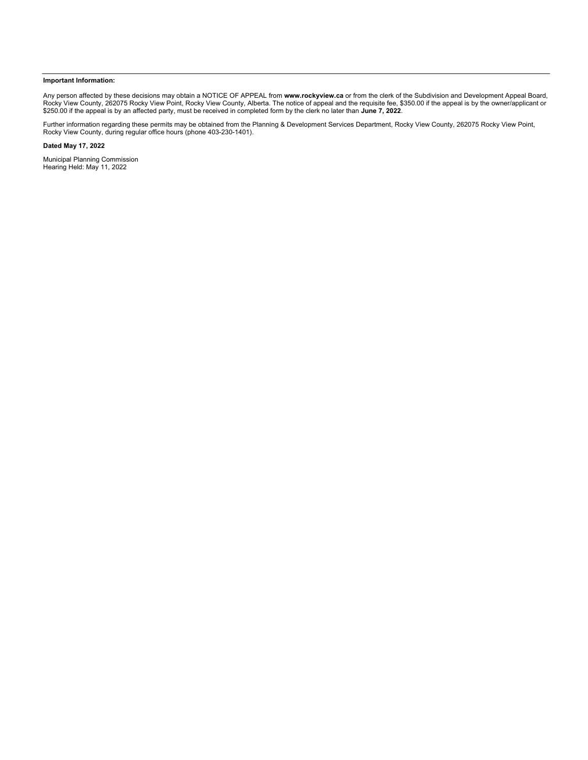**Important Information:**

Any person affected by these decisions may obtain a NOTICE OF APPEAL from **www.rockyview.ca** or from the clerk of the Subdivision and Development Appeal Board, Rocky View County, 262075 Rocky View Point, Rocky View County, Alberta. The notice of appeal and the requisite fee, $350.00 if the appeal is by the owner/applicant or $250.00 if the appeal is by an affected party, must be received in completed form by the clerk no later than **June 7, 2022**.

Further information regarding these permits may be obtained from the Planning & Development Services Department, Rocky View County, 262075 Rocky View Point, Rocky View County, during regular office hours (phone 403-230-1401).

**Dated May 17, 2022**

Municipal Planning Commission
Hearing Held: May 11, 2022